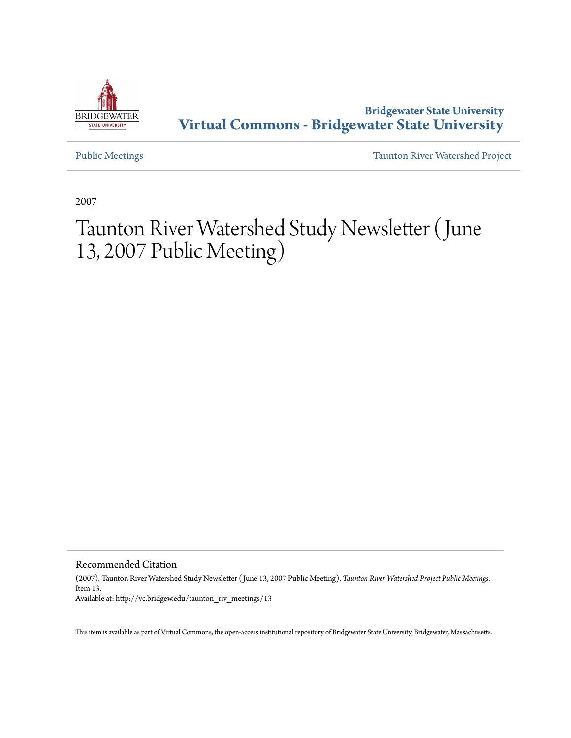Bridgewater State University

# Virtual Commons - Bridgewater State University

Public Meetings | Taunton River Watershed Project

2007

# Taunton River Watershed Study Newsletter (June 13, 2007 Public Meeting)

## Recommended Citation

(2007). Taunton River Watershed Study Newsletter (June 13, 2007 Public Meeting). *Taunton River Watershed Project Public Meetings.* Item 13.
Available at: http://vc.bridgew.edu/taunton_riv_meetings/13

This item is available as part of Virtual Commons, the open-access institutional repository of Bridgewater State University, Bridgewater, Massachusetts.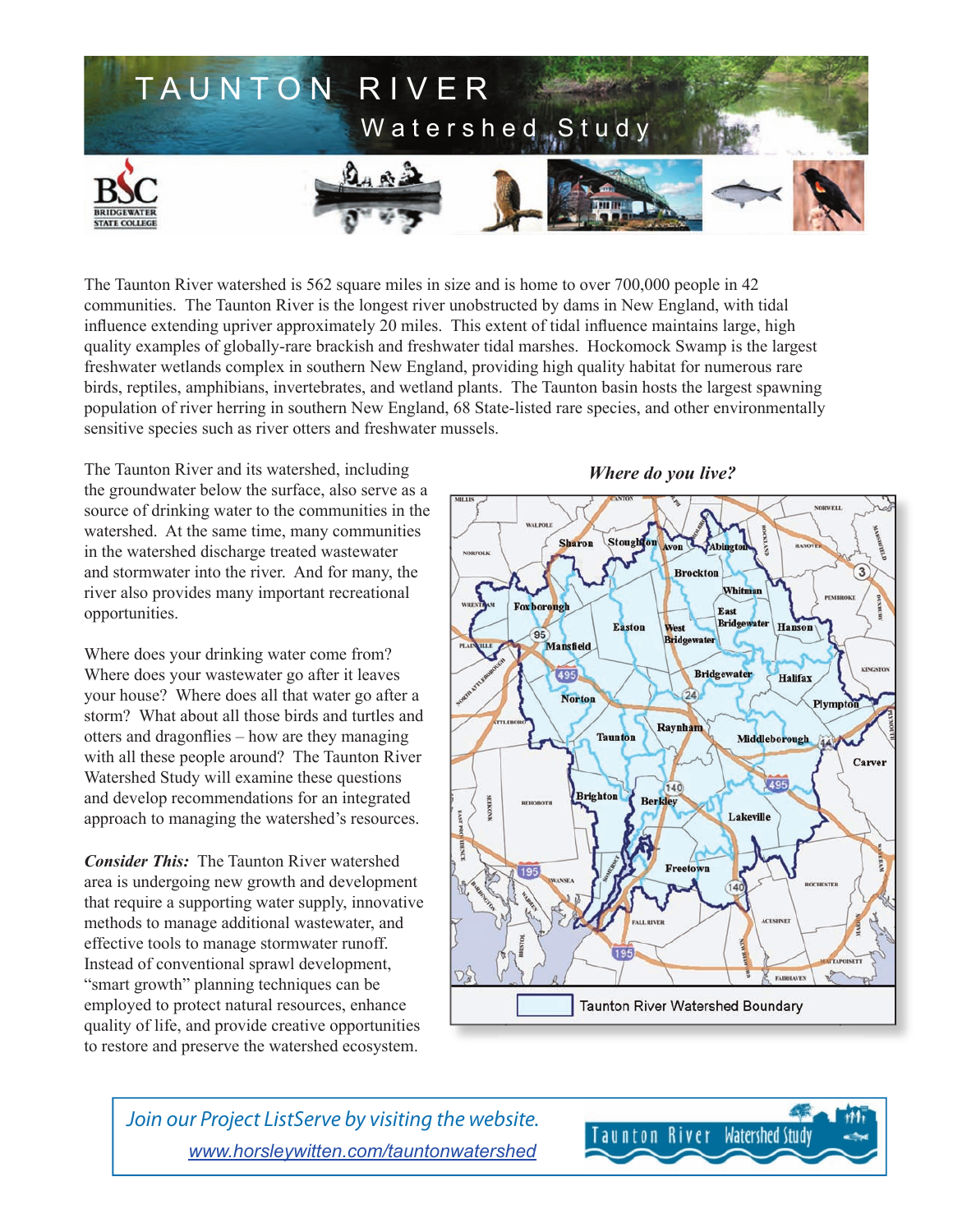# TAUNTON RIVER

## Watershed Study

The Taunton River watershed is 562 square miles in size and is home to over 700,000 people in 42 communities. The Taunton River is the longest river unobstructed by dams in New England, with tidal influence extending upriver approximately 20 miles. This extent of tidal influence maintains large, high quality examples of globally-rare brackish and freshwater tidal marshes. Hockomock Swamp is the largest freshwater wetlands complex in southern New England, providing high quality habitat for numerous rare birds, reptiles, amphibians, invertebrates, and wetland plants. The Taunton basin hosts the largest spawning population of river herring in southern New England, 68 State-listed rare species, and other environmentally sensitive species such as river otters and freshwater mussels.

The Taunton River and its watershed, including the groundwater below the surface, also serve as a source of drinking water to the communities in the watershed. At the same time, many communities in the watershed discharge treated wastewater and stormwater into the river. And for many, the river also provides many important recreational opportunities.

Where does your drinking water come from? Where does your wastewater go after it leaves your house? Where does all that water go after a storm? What about all those birds and turtles and otters and dragonflies – how are they managing with all these people around? The Taunton River Watershed Study will examine these questions and develop recommendations for an integrated approach to managing the watershed's resources.

***Consider This:*** The Taunton River watershed area is undergoing new growth and development that require a supporting water supply, innovative methods to manage additional wastewater, and effective tools to manage stormwater runoff. Instead of conventional sprawl development, "smart growth" planning techniques can be employed to protect natural resources, enhance quality of life, and provide creative opportunities to restore and preserve the watershed ecosystem.

***Where do you live?***

Taunton River Watershed Boundary

*Join our Project ListServe by visiting the website.*
*www.horsleywitten.com/tauntonwatershed*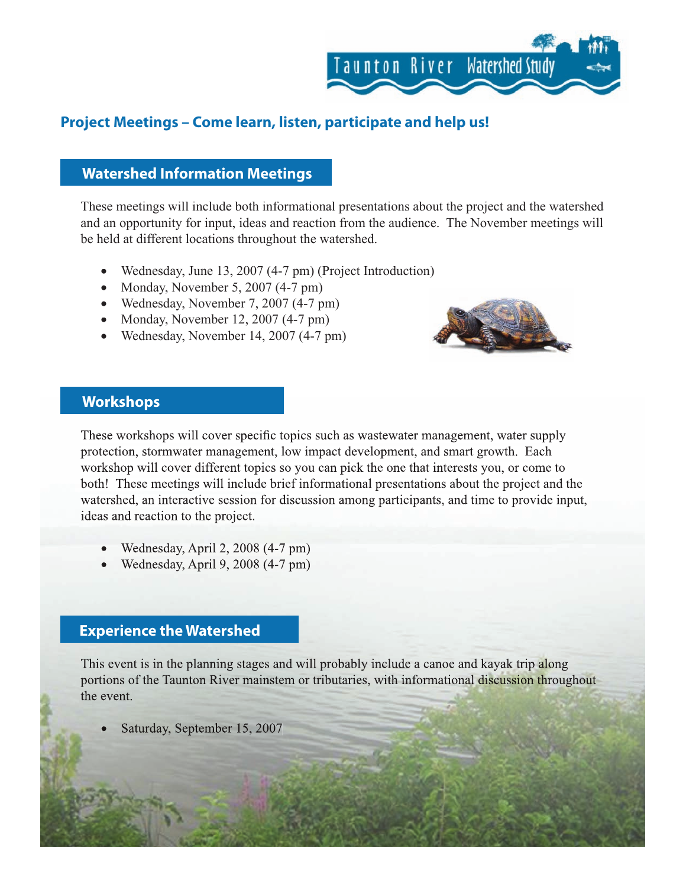Taunton River Watershed Study

## Project Meetings – Come learn, listen, participate and help us!

### Watershed Information Meetings

These meetings will include both informational presentations about the project and the watershed and an opportunity for input, ideas and reaction from the audience. The November meetings will be held at different locations throughout the watershed.

- Wednesday, June 13, 2007 (4-7 pm) (Project Introduction)
- Monday, November 5, 2007 (4-7 pm)
- Wednesday, November 7, 2007 (4-7 pm)
- Monday, November 12, 2007 (4-7 pm)
- Wednesday, November 14, 2007 (4-7 pm)

### Workshops

These workshops will cover specific topics such as wastewater management, water supply protection, stormwater management, low impact development, and smart growth. Each workshop will cover different topics so you can pick the one that interests you, or come to both! These meetings will include brief informational presentations about the project and the watershed, an interactive session for discussion among participants, and time to provide input, ideas and reaction to the project.

- Wednesday, April 2, 2008 (4-7 pm)
- Wednesday, April 9, 2008 (4-7 pm)

### Experience the Watershed

This event is in the planning stages and will probably include a canoe and kayak trip along portions of the Taunton River mainstem or tributaries, with informational discussion throughout the event.

- Saturday, September 15, 2007